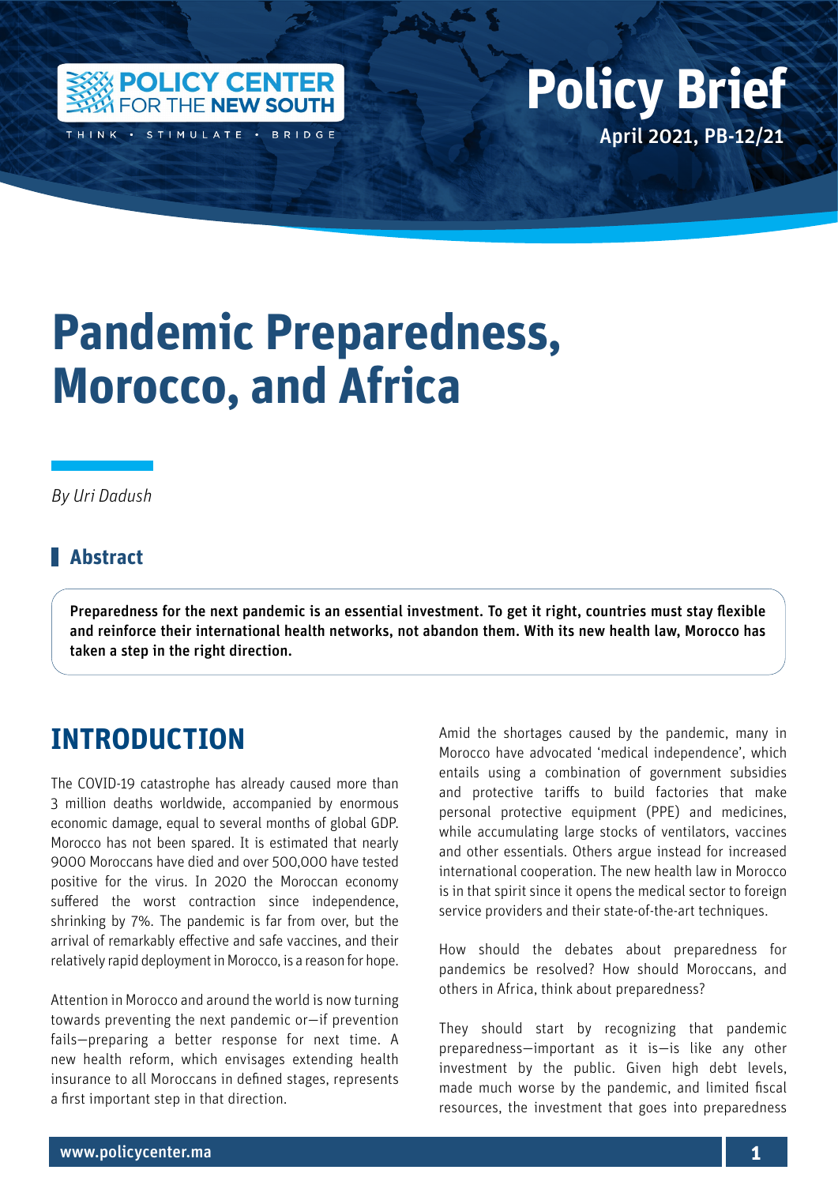Policy Brief

April 2021, PB-12/21

# Pandemic Preparedness, Morocco, and Africa

*By Uri Dadush*

## Abstract

**Preparedness for the next pandemic is an essential investment. To get it right, countries must stay flexible and reinforce their international health networks, not abandon them. With its new health law, Morocco has taken a step in the right direction.**

## INTRODUCTION

The COVID-19 catastrophe has already caused more than 3 million deaths worldwide, accompanied by enormous economic damage, equal to several months of global GDP. Morocco has not been spared. It is estimated that nearly 9000 Moroccans have died and over 500,000 have tested positive for the virus. In 2020 the Moroccan economy suffered the worst contraction since independence, shrinking by 7%. The pandemic is far from over, but the arrival of remarkably effective and safe vaccines, and their relatively rapid deployment in Morocco, is a reason for hope.

Attention in Morocco and around the world is now turning towards preventing the next pandemic or—if prevention fails—preparing a better response for next time. A new health reform, which envisages extending health insurance to all Moroccans in defined stages, represents a first important step in that direction.

Amid the shortages caused by the pandemic, many in Morocco have advocated 'medical independence', which entails using a combination of government subsidies and protective tariffs to build factories that make personal protective equipment (PPE) and medicines, while accumulating large stocks of ventilators, vaccines and other essentials. Others argue instead for increased international cooperation. The new health law in Morocco is in that spirit since it opens the medical sector to foreign service providers and their state-of-the-art techniques.

How should the debates about preparedness for pandemics be resolved? How should Moroccans, and others in Africa, think about preparedness?

They should start by recognizing that pandemic preparedness—important as it is—is like any other investment by the public. Given high debt levels, made much worse by the pandemic, and limited fiscal resources, the investment that goes into preparedness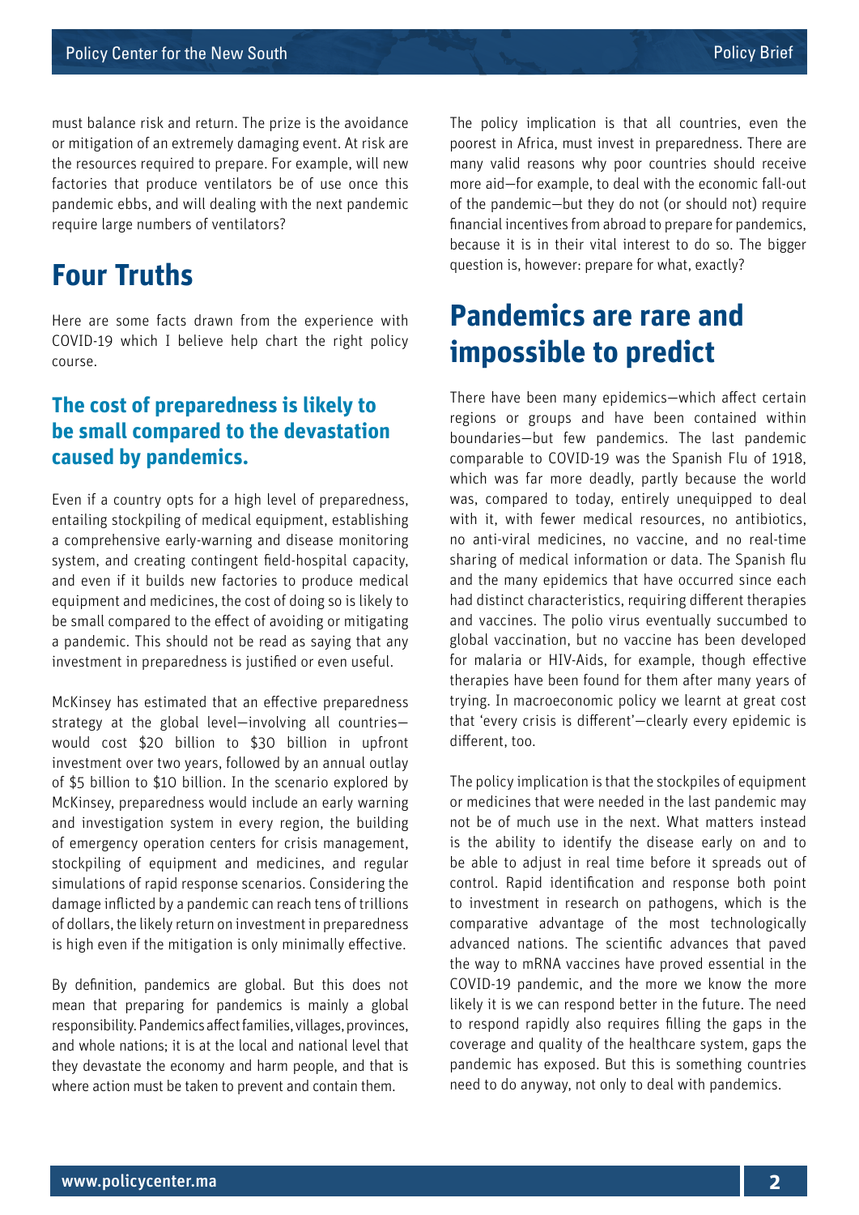must balance risk and return. The prize is the avoidance or mitigation of an extremely damaging event. At risk are the resources required to prepare. For example, will new factories that produce ventilators be of use once this pandemic ebbs, and will dealing with the next pandemic require large numbers of ventilators?

## Four Truths

Here are some facts drawn from the experience with COVID-19 which I believe help chart the right policy course.

### The cost of preparedness is likely to be small compared to the devastation caused by pandemics.

Even if a country opts for a high level of preparedness, entailing stockpiling of medical equipment, establishing a comprehensive early-warning and disease monitoring system, and creating contingent field-hospital capacity, and even if it builds new factories to produce medical equipment and medicines, the cost of doing so is likely to be small compared to the effect of avoiding or mitigating a pandemic. This should not be read as saying that any investment in preparedness is justified or even useful.

McKinsey has estimated that an effective preparedness strategy at the global level—involving all countries—would cost $20 billion to $30 billion in upfront investment over two years, followed by an annual outlay of $5 billion to $10 billion. In the scenario explored by McKinsey, preparedness would include an early warning and investigation system in every region, the building of emergency operation centers for crisis management, stockpiling of equipment and medicines, and regular simulations of rapid response scenarios. Considering the damage inflicted by a pandemic can reach tens of trillions of dollars, the likely return on investment in preparedness is high even if the mitigation is only minimally effective.

By definition, pandemics are global. But this does not mean that preparing for pandemics is mainly a global responsibility. Pandemics affect families, villages, provinces, and whole nations; it is at the local and national level that they devastate the economy and harm people, and that is where action must be taken to prevent and contain them.

The policy implication is that all countries, even the poorest in Africa, must invest in preparedness. There are many valid reasons why poor countries should receive more aid—for example, to deal with the economic fall-out of the pandemic—but they do not (or should not) require financial incentives from abroad to prepare for pandemics, because it is in their vital interest to do so. The bigger question is, however: prepare for what, exactly?

## Pandemics are rare and impossible to predict

There have been many epidemics—which affect certain regions or groups and have been contained within boundaries—but few pandemics. The last pandemic comparable to COVID-19 was the Spanish Flu of 1918, which was far more deadly, partly because the world was, compared to today, entirely unequipped to deal with it, with fewer medical resources, no antibiotics, no anti-viral medicines, no vaccine, and no real-time sharing of medical information or data. The Spanish flu and the many epidemics that have occurred since each had distinct characteristics, requiring different therapies and vaccines. The polio virus eventually succumbed to global vaccination, but no vaccine has been developed for malaria or HIV-Aids, for example, though effective therapies have been found for them after many years of trying. In macroeconomic policy we learnt at great cost that 'every crisis is different'—clearly every epidemic is different, too.

The policy implication is that the stockpiles of equipment or medicines that were needed in the last pandemic may not be of much use in the next. What matters instead is the ability to identify the disease early on and to be able to adjust in real time before it spreads out of control. Rapid identification and response both point to investment in research on pathogens, which is the comparative advantage of the most technologically advanced nations. The scientific advances that paved the way to mRNA vaccines have proved essential in the COVID-19 pandemic, and the more we know the more likely it is we can respond better in the future. The need to respond rapidly also requires filling the gaps in the coverage and quality of the healthcare system, gaps the pandemic has exposed. But this is something countries need to do anyway, not only to deal with pandemics.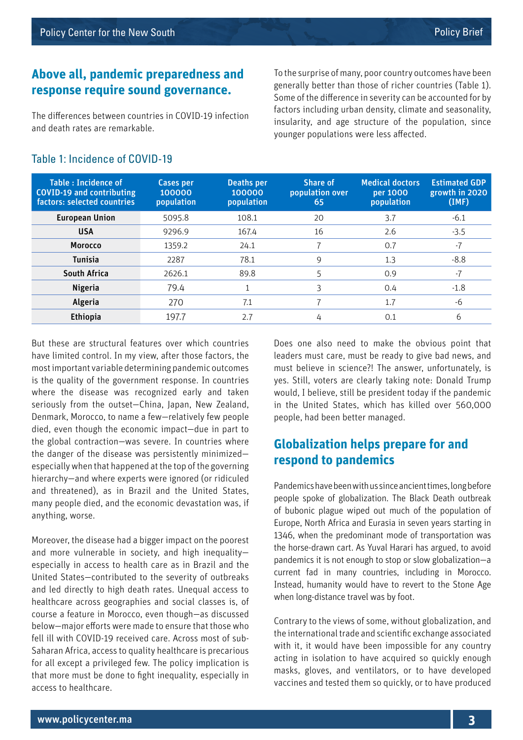## Above all, pandemic preparedness and response require sound governance.

The differences between countries in COVID-19 infection and death rates are remarkable.

To the surprise of many, poor country outcomes have been generally better than those of richer countries (Table 1). Some of the difference in severity can be accounted for by factors including urban density, climate and seasonality, insularity, and age structure of the population, since younger populations were less affected.

Table 1: Incidence of COVID-19

| Table : Incidence of COVID-19 and contributing factors: selected countries | Cases per 100000 population | Deaths per 100000 population | Share of population over 65 | Medical doctors per 1000 population | Estimated GDP growth in 2020 (IMF) |
|---|---|---|---|---|---|
| **European Union** | 5095.8 | 108.1 | 20 | 3.7 | -6.1 |
| **USA** | 9296.9 | 167.4 | 16 | 2.6 | -3.5 |
| **Morocco** | 1359.2 | 24.1 | 7 | 0.7 | -7 |
| **Tunisia** | 2287 | 78.1 | 9 | 1.3 | -8.8 |
| **South Africa** | 2626.1 | 89.8 | 5 | 0.9 | -7 |
| **Nigeria** | 79.4 | 1 | 3 | 0.4 | -1.8 |
| **Algeria** | 270 | 7.1 | 7 | 1.7 | -6 |
| **Ethiopia** | 197.7 | 2.7 | 4 | 0.1 | 6 |

But these are structural features over which countries have limited control. In my view, after those factors, the most important variable determining pandemic outcomes is the quality of the government response. In countries where the disease was recognized early and taken seriously from the outset—China, Japan, New Zealand, Denmark, Morocco, to name a few—relatively few people died, even though the economic impact—due in part to the global contraction—was severe. In countries where the danger of the disease was persistently minimized—especially when that happened at the top of the governing hierarchy—and where experts were ignored (or ridiculed and threatened), as in Brazil and the United States, many people died, and the economic devastation was, if anything, worse.

Moreover, the disease had a bigger impact on the poorest and more vulnerable in society, and high inequality—especially in access to health care as in Brazil and the United States—contributed to the severity of outbreaks and led directly to high death rates. Unequal access to healthcare across geographies and social classes is, of course a feature in Morocco, even though—as discussed below—major efforts were made to ensure that those who fell ill with COVID-19 received care. Across most of sub-Saharan Africa, access to quality healthcare is precarious for all except a privileged few. The policy implication is that more must be done to fight inequality, especially in access to healthcare.

Does one also need to make the obvious point that leaders must care, must be ready to give bad news, and must believe in science?! The answer, unfortunately, is yes. Still, voters are clearly taking note: Donald Trump would, I believe, still be president today if the pandemic in the United States, which has killed over 560,000 people, had been better managed.

## Globalization helps prepare for and respond to pandemics

Pandemics have been with us since ancient times, long before people spoke of globalization. The Black Death outbreak of bubonic plague wiped out much of the population of Europe, North Africa and Eurasia in seven years starting in 1346, when the predominant mode of transportation was the horse-drawn cart. As Yuval Harari has argued, to avoid pandemics it is not enough to stop or slow globalization—a current fad in many countries, including in Morocco. Instead, humanity would have to revert to the Stone Age when long-distance travel was by foot.

Contrary to the views of some, without globalization, and the international trade and scientific exchange associated with it, it would have been impossible for any country acting in isolation to have acquired so quickly enough masks, gloves, and ventilators, or to have developed vaccines and tested them so quickly, or to have produced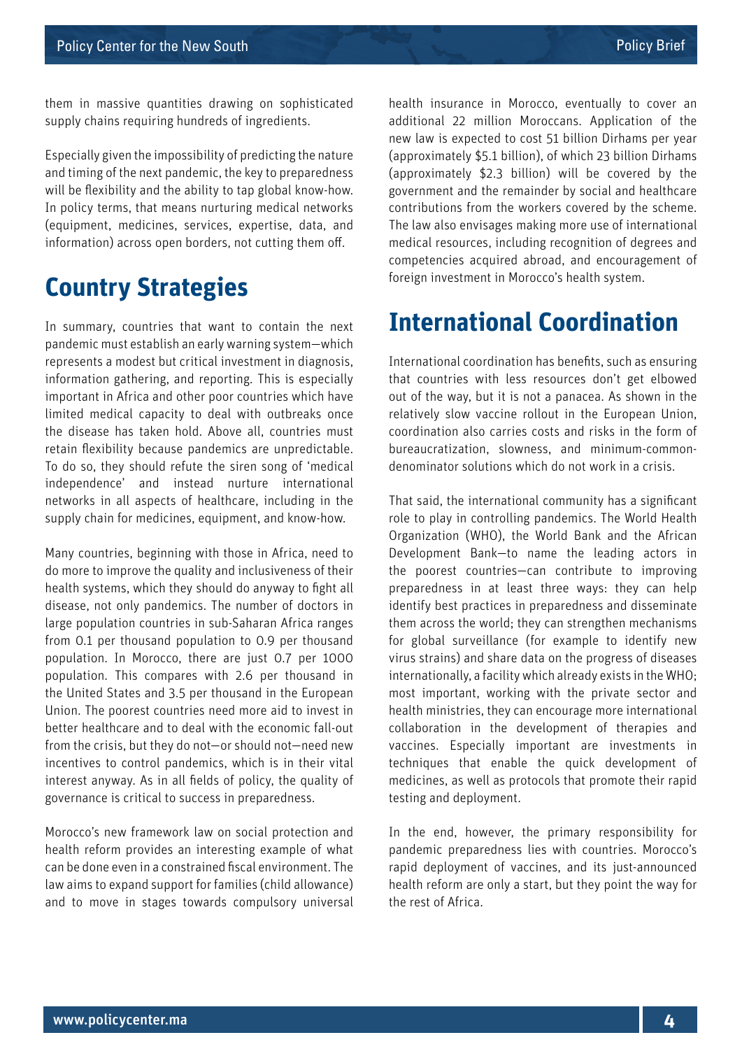them in massive quantities drawing on sophisticated supply chains requiring hundreds of ingredients.

Especially given the impossibility of predicting the nature and timing of the next pandemic, the key to preparedness will be flexibility and the ability to tap global know-how. In policy terms, that means nurturing medical networks (equipment, medicines, services, expertise, data, and information) across open borders, not cutting them off.

## Country Strategies

In summary, countries that want to contain the next pandemic must establish an early warning system—which represents a modest but critical investment in diagnosis, information gathering, and reporting. This is especially important in Africa and other poor countries which have limited medical capacity to deal with outbreaks once the disease has taken hold. Above all, countries must retain flexibility because pandemics are unpredictable. To do so, they should refute the siren song of 'medical independence' and instead nurture international networks in all aspects of healthcare, including in the supply chain for medicines, equipment, and know-how.

Many countries, beginning with those in Africa, need to do more to improve the quality and inclusiveness of their health systems, which they should do anyway to fight all disease, not only pandemics. The number of doctors in large population countries in sub-Saharan Africa ranges from 0.1 per thousand population to 0.9 per thousand population. In Morocco, there are just 0.7 per 1000 population. This compares with 2.6 per thousand in the United States and 3.5 per thousand in the European Union. The poorest countries need more aid to invest in better healthcare and to deal with the economic fall-out from the crisis, but they do not—or should not—need new incentives to control pandemics, which is in their vital interest anyway. As in all fields of policy, the quality of governance is critical to success in preparedness.

Morocco's new framework law on social protection and health reform provides an interesting example of what can be done even in a constrained fiscal environment. The law aims to expand support for families (child allowance) and to move in stages towards compulsory universal health insurance in Morocco, eventually to cover an additional 22 million Moroccans. Application of the new law is expected to cost 51 billion Dirhams per year (approximately $5.1 billion), of which 23 billion Dirhams (approximately $2.3 billion) will be covered by the government and the remainder by social and healthcare contributions from the workers covered by the scheme. The law also envisages making more use of international medical resources, including recognition of degrees and competencies acquired abroad, and encouragement of foreign investment in Morocco's health system.

## International Coordination

International coordination has benefits, such as ensuring that countries with less resources don't get elbowed out of the way, but it is not a panacea. As shown in the relatively slow vaccine rollout in the European Union, coordination also carries costs and risks in the form of bureaucratization, slowness, and minimum-common-denominator solutions which do not work in a crisis.

That said, the international community has a significant role to play in controlling pandemics. The World Health Organization (WHO), the World Bank and the African Development Bank—to name the leading actors in the poorest countries—can contribute to improving preparedness in at least three ways: they can help identify best practices in preparedness and disseminate them across the world; they can strengthen mechanisms for global surveillance (for example to identify new virus strains) and share data on the progress of diseases internationally, a facility which already exists in the WHO; most important, working with the private sector and health ministries, they can encourage more international collaboration in the development of therapies and vaccines. Especially important are investments in techniques that enable the quick development of medicines, as well as protocols that promote their rapid testing and deployment.

In the end, however, the primary responsibility for pandemic preparedness lies with countries. Morocco's rapid deployment of vaccines, and its just-announced health reform are only a start, but they point the way for the rest of Africa.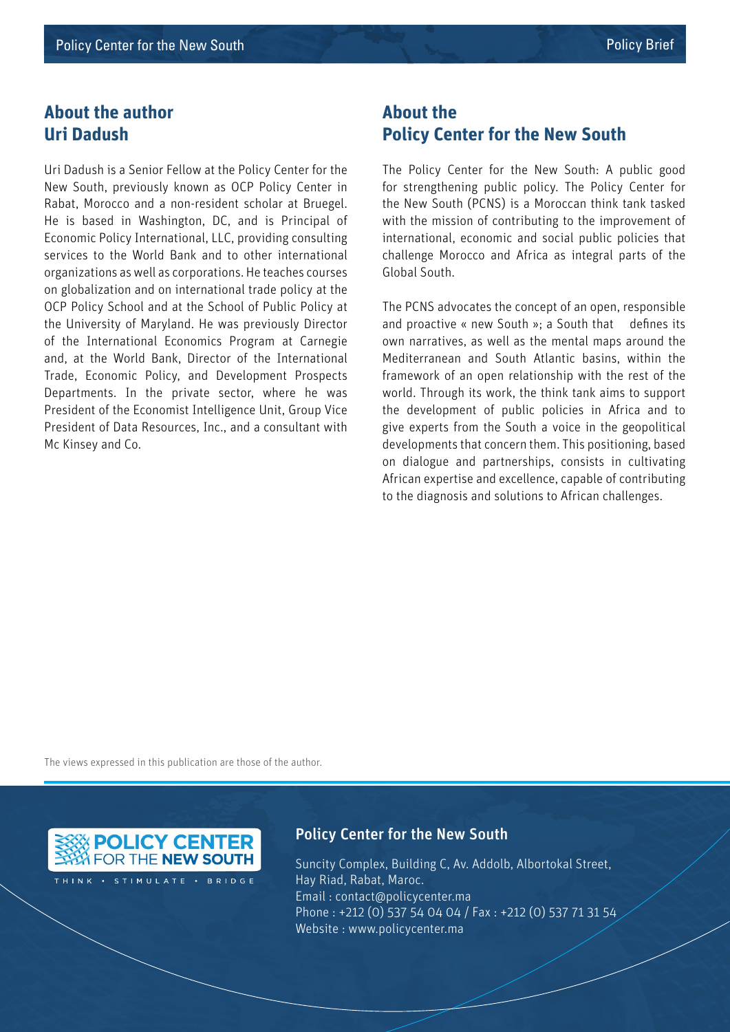## About the author Uri Dadush

Uri Dadush is a Senior Fellow at the Policy Center for the New South, previously known as OCP Policy Center in Rabat, Morocco and a non-resident scholar at Bruegel. He is based in Washington, DC, and is Principal of Economic Policy International, LLC, providing consulting services to the World Bank and to other international organizations as well as corporations. He teaches courses on globalization and on international trade policy at the OCP Policy School and at the School of Public Policy at the University of Maryland. He was previously Director of the International Economics Program at Carnegie and, at the World Bank, Director of the International Trade, Economic Policy, and Development Prospects Departments. In the private sector, where he was President of the Economist Intelligence Unit, Group Vice President of Data Resources, Inc., and a consultant with Mc Kinsey and Co.

## About the Policy Center for the New South

The Policy Center for the New South: A public good for strengthening public policy. The Policy Center for the New South (PCNS) is a Moroccan think tank tasked with the mission of contributing to the improvement of international, economic and social public policies that challenge Morocco and Africa as integral parts of the Global South.

The PCNS advocates the concept of an open, responsible and proactive « new South »; a South that defines its own narratives, as well as the mental maps around the Mediterranean and South Atlantic basins, within the framework of an open relationship with the rest of the world. Through its work, the think tank aims to support the development of public policies in Africa and to give experts from the South a voice in the geopolitical developments that concern them. This positioning, based on dialogue and partnerships, consists in cultivating African expertise and excellence, capable of contributing to the diagnosis and solutions to African challenges.

The views expressed in this publication are those of the author.

POLICY CENTER FOR THE NEW SOUTH

THINK • STIMULATE • BRIDGE

**Policy Center for the New South**

Suncity Complex, Building C, Av. Addolb, Albortokal Street,
Hay Riad, Rabat, Maroc.
Email : contact@policycenter.ma
Phone : +212 (0) 537 54 04 04 / Fax : +212 (0) 537 71 31 54
Website : www.policycenter.ma